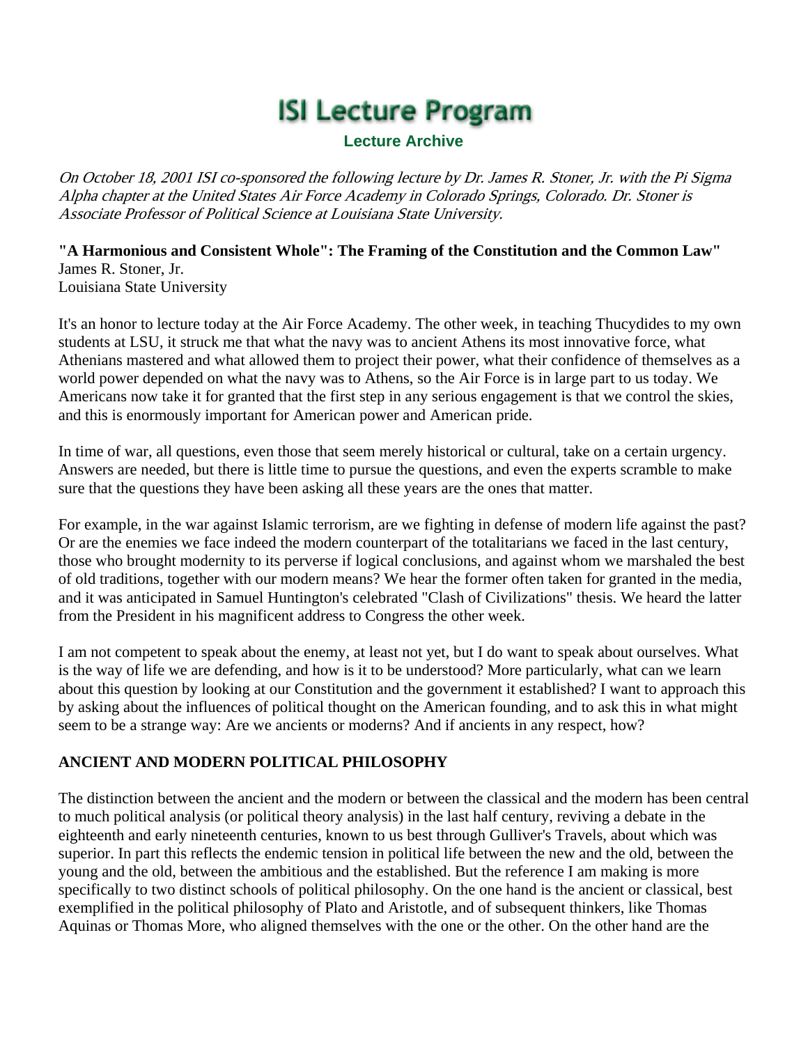# ISI Lecture Program

**Lecture Archive**

*On October 18, 2001 ISI co-sponsored the following lecture by Dr. James R. Stoner, Jr. with the Pi Sigma Alpha chapter at the United States Air Force Academy in Colorado Springs, Colorado. Dr. Stoner is Associate Professor of Political Science at Louisiana State University.*

**"A Harmonious and Consistent Whole": The Framing of the Constitution and the Common Law"**
James R. Stoner, Jr.
Louisiana State University

It's an honor to lecture today at the Air Force Academy. The other week, in teaching Thucydides to my own students at LSU, it struck me that what the navy was to ancient Athens its most innovative force, what Athenians mastered and what allowed them to project their power, what their confidence of themselves as a world power depended on what the navy was to Athens, so the Air Force is in large part to us today. We Americans now take it for granted that the first step in any serious engagement is that we control the skies, and this is enormously important for American power and American pride.

In time of war, all questions, even those that seem merely historical or cultural, take on a certain urgency. Answers are needed, but there is little time to pursue the questions, and even the experts scramble to make sure that the questions they have been asking all these years are the ones that matter.

For example, in the war against Islamic terrorism, are we fighting in defense of modern life against the past? Or are the enemies we face indeed the modern counterpart of the totalitarians we faced in the last century, those who brought modernity to its perverse if logical conclusions, and against whom we marshaled the best of old traditions, together with our modern means? We hear the former often taken for granted in the media, and it was anticipated in Samuel Huntington's celebrated "Clash of Civilizations" thesis. We heard the latter from the President in his magnificent address to Congress the other week.

I am not competent to speak about the enemy, at least not yet, but I do want to speak about ourselves. What is the way of life we are defending, and how is it to be understood? More particularly, what can we learn about this question by looking at our Constitution and the government it established? I want to approach this by asking about the influences of political thought on the American founding, and to ask this in what might seem to be a strange way: Are we ancients or moderns? And if ancients in any respect, how?

## ANCIENT AND MODERN POLITICAL PHILOSOPHY

The distinction between the ancient and the modern or between the classical and the modern has been central to much political analysis (or political theory analysis) in the last half century, reviving a debate in the eighteenth and early nineteenth centuries, known to us best through Gulliver's Travels, about which was superior. In part this reflects the endemic tension in political life between the new and the old, between the young and the old, between the ambitious and the established. But the reference I am making is more specifically to two distinct schools of political philosophy. On the one hand is the ancient or classical, best exemplified in the political philosophy of Plato and Aristotle, and of subsequent thinkers, like Thomas Aquinas or Thomas More, who aligned themselves with the one or the other. On the other hand are the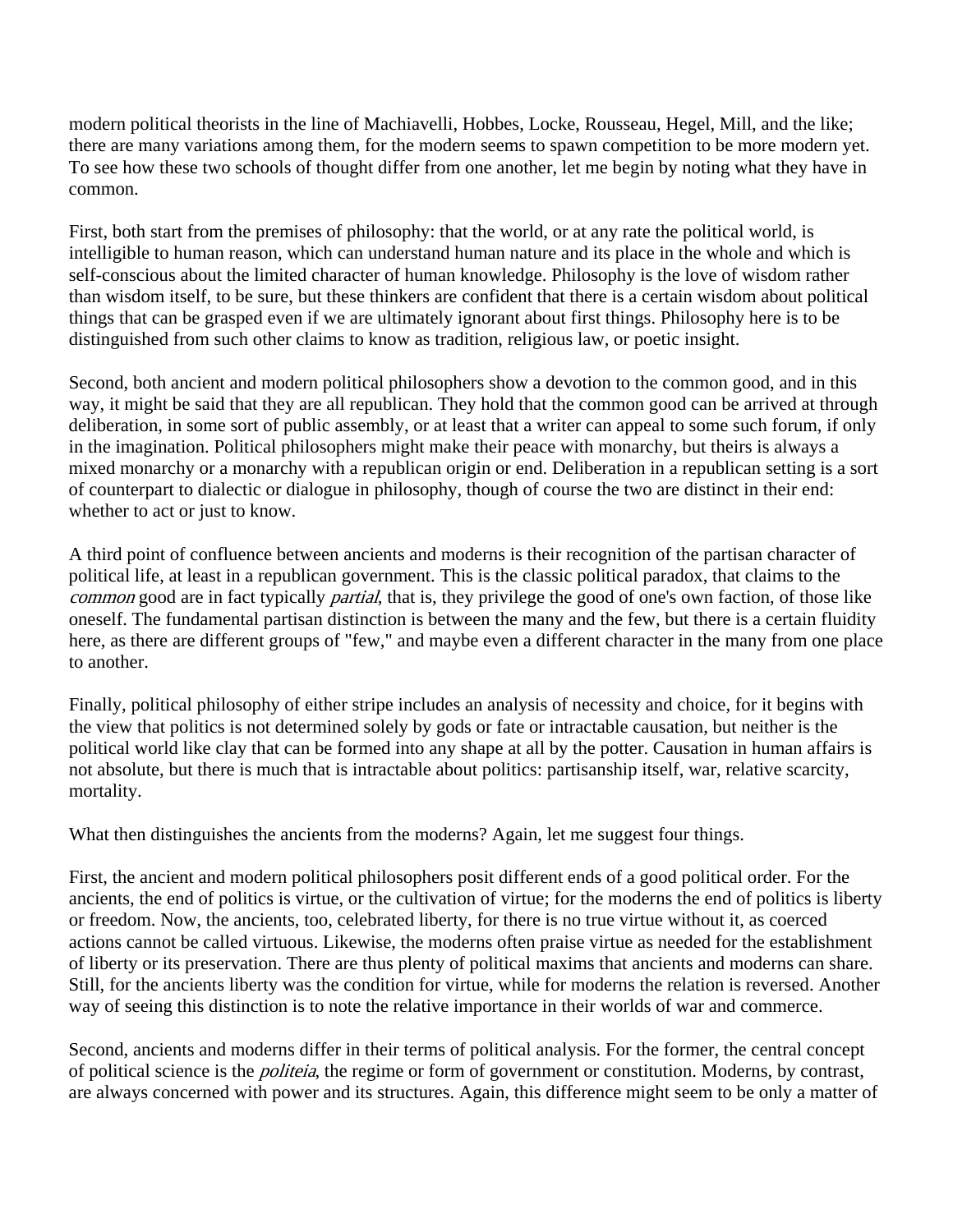modern political theorists in the line of Machiavelli, Hobbes, Locke, Rousseau, Hegel, Mill, and the like; there are many variations among them, for the modern seems to spawn competition to be more modern yet. To see how these two schools of thought differ from one another, let me begin by noting what they have in common.

First, both start from the premises of philosophy: that the world, or at any rate the political world, is intelligible to human reason, which can understand human nature and its place in the whole and which is self-conscious about the limited character of human knowledge. Philosophy is the love of wisdom rather than wisdom itself, to be sure, but these thinkers are confident that there is a certain wisdom about political things that can be grasped even if we are ultimately ignorant about first things. Philosophy here is to be distinguished from such other claims to know as tradition, religious law, or poetic insight.

Second, both ancient and modern political philosophers show a devotion to the common good, and in this way, it might be said that they are all republican. They hold that the common good can be arrived at through deliberation, in some sort of public assembly, or at least that a writer can appeal to some such forum, if only in the imagination. Political philosophers might make their peace with monarchy, but theirs is always a mixed monarchy or a monarchy with a republican origin or end. Deliberation in a republican setting is a sort of counterpart to dialectic or dialogue in philosophy, though of course the two are distinct in their end: whether to act or just to know.

A third point of confluence between ancients and moderns is their recognition of the partisan character of political life, at least in a republican government. This is the classic political paradox, that claims to the *common* good are in fact typically *partial*, that is, they privilege the good of one's own faction, of those like oneself. The fundamental partisan distinction is between the many and the few, but there is a certain fluidity here, as there are different groups of "few," and maybe even a different character in the many from one place to another.

Finally, political philosophy of either stripe includes an analysis of necessity and choice, for it begins with the view that politics is not determined solely by gods or fate or intractable causation, but neither is the political world like clay that can be formed into any shape at all by the potter. Causation in human affairs is not absolute, but there is much that is intractable about politics: partisanship itself, war, relative scarcity, mortality.

What then distinguishes the ancients from the moderns? Again, let me suggest four things.

First, the ancient and modern political philosophers posit different ends of a good political order. For the ancients, the end of politics is virtue, or the cultivation of virtue; for the moderns the end of politics is liberty or freedom. Now, the ancients, too, celebrated liberty, for there is no true virtue without it, as coerced actions cannot be called virtuous. Likewise, the moderns often praise virtue as needed for the establishment of liberty or its preservation. There are thus plenty of political maxims that ancients and moderns can share. Still, for the ancients liberty was the condition for virtue, while for moderns the relation is reversed. Another way of seeing this distinction is to note the relative importance in their worlds of war and commerce.

Second, ancients and moderns differ in their terms of political analysis. For the former, the central concept of political science is the *politeia*, the regime or form of government or constitution. Moderns, by contrast, are always concerned with power and its structures. Again, this difference might seem to be only a matter of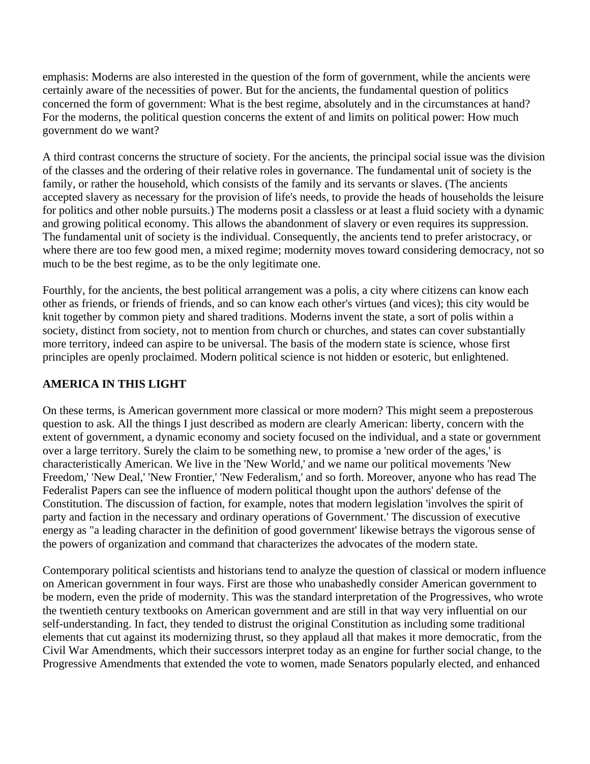emphasis: Moderns are also interested in the question of the form of government, while the ancients were certainly aware of the necessities of power. But for the ancients, the fundamental question of politics concerned the form of government: What is the best regime, absolutely and in the circumstances at hand? For the moderns, the political question concerns the extent of and limits on political power: How much government do we want?

A third contrast concerns the structure of society. For the ancients, the principal social issue was the division of the classes and the ordering of their relative roles in governance. The fundamental unit of society is the family, or rather the household, which consists of the family and its servants or slaves. (The ancients accepted slavery as necessary for the provision of life's needs, to provide the heads of households the leisure for politics and other noble pursuits.) The moderns posit a classless or at least a fluid society with a dynamic and growing political economy. This allows the abandonment of slavery or even requires its suppression. The fundamental unit of society is the individual. Consequently, the ancients tend to prefer aristocracy, or where there are too few good men, a mixed regime; modernity moves toward considering democracy, not so much to be the best regime, as to be the only legitimate one.

Fourthly, for the ancients, the best political arrangement was a polis, a city where citizens can know each other as friends, or friends of friends, and so can know each other's virtues (and vices); this city would be knit together by common piety and shared traditions. Moderns invent the state, a sort of polis within a society, distinct from society, not to mention from church or churches, and states can cover substantially more territory, indeed can aspire to be universal. The basis of the modern state is science, whose first principles are openly proclaimed. Modern political science is not hidden or esoteric, but enlightened.

### AMERICA IN THIS LIGHT

On these terms, is American government more classical or more modern? This might seem a preposterous question to ask. All the things I just described as modern are clearly American: liberty, concern with the extent of government, a dynamic economy and society focused on the individual, and a state or government over a large territory. Surely the claim to be something new, to promise a 'new order of the ages,' is characteristically American. We live in the 'New World,' and we name our political movements 'New Freedom,' 'New Deal,' 'New Frontier,' 'New Federalism,' and so forth. Moreover, anyone who has read The Federalist Papers can see the influence of modern political thought upon the authors' defense of the Constitution. The discussion of faction, for example, notes that modern legislation 'involves the spirit of party and faction in the necessary and ordinary operations of Government.' The discussion of executive energy as "a leading character in the definition of good government' likewise betrays the vigorous sense of the powers of organization and command that characterizes the advocates of the modern state.

Contemporary political scientists and historians tend to analyze the question of classical or modern influence on American government in four ways. First are those who unabashedly consider American government to be modern, even the pride of modernity. This was the standard interpretation of the Progressives, who wrote the twentieth century textbooks on American government and are still in that way very influential on our self-understanding. In fact, they tended to distrust the original Constitution as including some traditional elements that cut against its modernizing thrust, so they applaud all that makes it more democratic, from the Civil War Amendments, which their successors interpret today as an engine for further social change, to the Progressive Amendments that extended the vote to women, made Senators popularly elected, and enhanced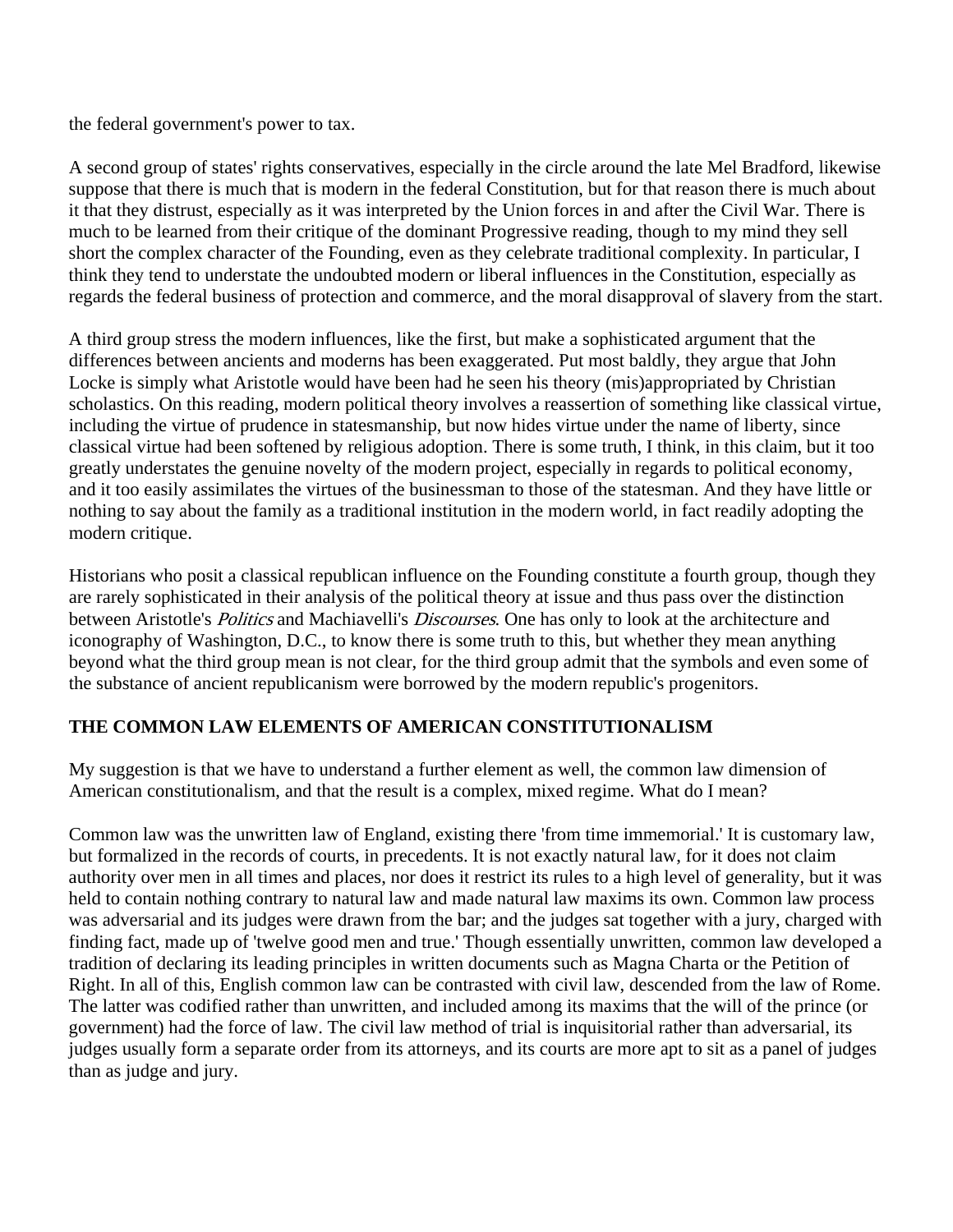the federal government's power to tax.

A second group of states' rights conservatives, especially in the circle around the late Mel Bradford, likewise suppose that there is much that is modern in the federal Constitution, but for that reason there is much about it that they distrust, especially as it was interpreted by the Union forces in and after the Civil War. There is much to be learned from their critique of the dominant Progressive reading, though to my mind they sell short the complex character of the Founding, even as they celebrate traditional complexity. In particular, I think they tend to understate the undoubted modern or liberal influences in the Constitution, especially as regards the federal business of protection and commerce, and the moral disapproval of slavery from the start.

A third group stress the modern influences, like the first, but make a sophisticated argument that the differences between ancients and moderns has been exaggerated. Put most baldly, they argue that John Locke is simply what Aristotle would have been had he seen his theory (mis)appropriated by Christian scholastics. On this reading, modern political theory involves a reassertion of something like classical virtue, including the virtue of prudence in statesmanship, but now hides virtue under the name of liberty, since classical virtue had been softened by religious adoption. There is some truth, I think, in this claim, but it too greatly understates the genuine novelty of the modern project, especially in regards to political economy, and it too easily assimilates the virtues of the businessman to those of the statesman. And they have little or nothing to say about the family as a traditional institution in the modern world, in fact readily adopting the modern critique.

Historians who posit a classical republican influence on the Founding constitute a fourth group, though they are rarely sophisticated in their analysis of the political theory at issue and thus pass over the distinction between Aristotle's *Politics* and Machiavelli's *Discourses*. One has only to look at the architecture and iconography of Washington, D.C., to know there is some truth to this, but whether they mean anything beyond what the third group mean is not clear, for the third group admit that the symbols and even some of the substance of ancient republicanism were borrowed by the modern republic's progenitors.

## THE COMMON LAW ELEMENTS OF AMERICAN CONSTITUTIONALISM

My suggestion is that we have to understand a further element as well, the common law dimension of American constitutionalism, and that the result is a complex, mixed regime. What do I mean?

Common law was the unwritten law of England, existing there 'from time immemorial.' It is customary law, but formalized in the records of courts, in precedents. It is not exactly natural law, for it does not claim authority over men in all times and places, nor does it restrict its rules to a high level of generality, but it was held to contain nothing contrary to natural law and made natural law maxims its own. Common law process was adversarial and its judges were drawn from the bar; and the judges sat together with a jury, charged with finding fact, made up of 'twelve good men and true.' Though essentially unwritten, common law developed a tradition of declaring its leading principles in written documents such as Magna Charta or the Petition of Right. In all of this, English common law can be contrasted with civil law, descended from the law of Rome. The latter was codified rather than unwritten, and included among its maxims that the will of the prince (or government) had the force of law. The civil law method of trial is inquisitorial rather than adversarial, its judges usually form a separate order from its attorneys, and its courts are more apt to sit as a panel of judges than as judge and jury.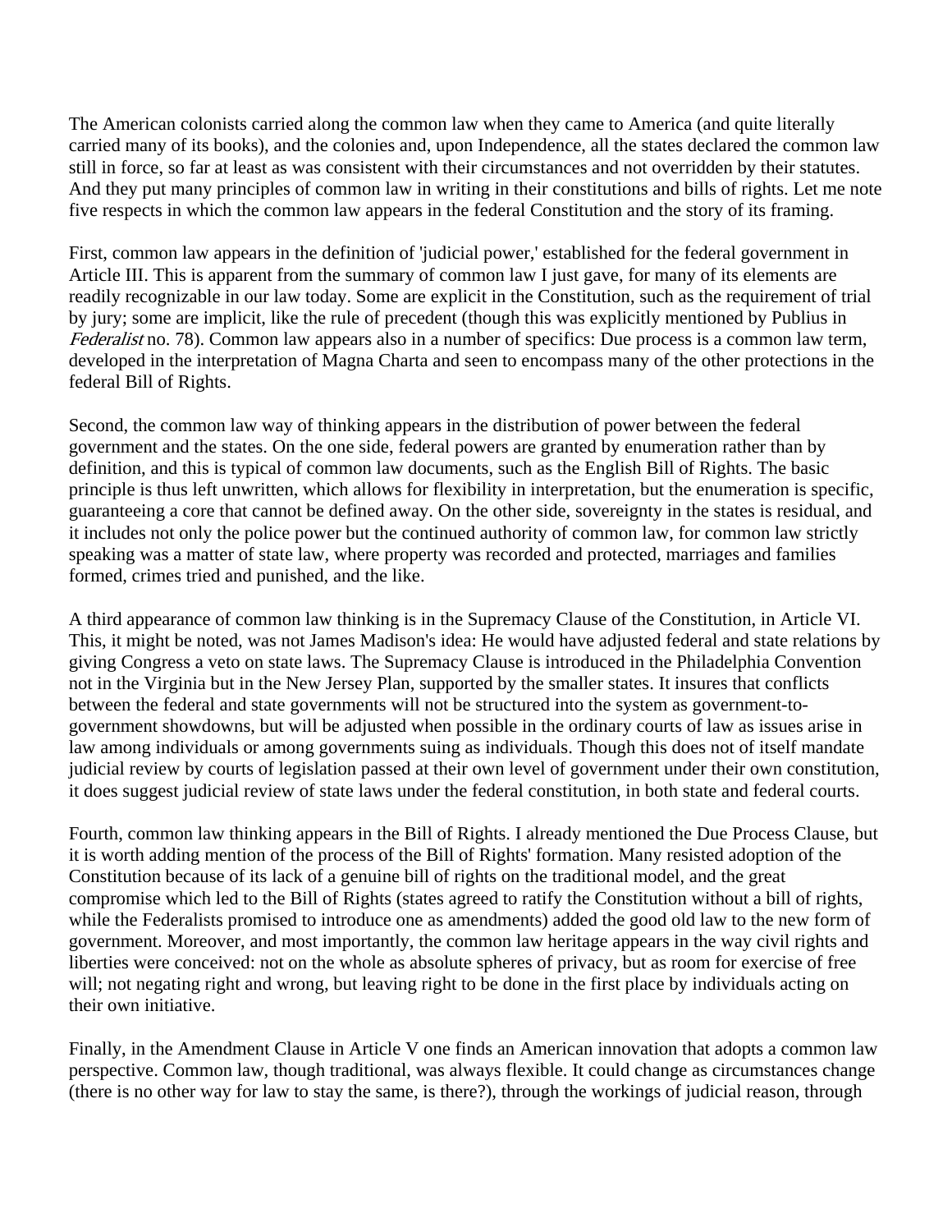The American colonists carried along the common law when they came to America (and quite literally carried many of its books), and the colonies and, upon Independence, all the states declared the common law still in force, so far at least as was consistent with their circumstances and not overridden by their statutes. And they put many principles of common law in writing in their constitutions and bills of rights. Let me note five respects in which the common law appears in the federal Constitution and the story of its framing.

First, common law appears in the definition of 'judicial power,' established for the federal government in Article III. This is apparent from the summary of common law I just gave, for many of its elements are readily recognizable in our law today. Some are explicit in the Constitution, such as the requirement of trial by jury; some are implicit, like the rule of precedent (though this was explicitly mentioned by Publius in *Federalist* no. 78). Common law appears also in a number of specifics: Due process is a common law term, developed in the interpretation of Magna Charta and seen to encompass many of the other protections in the federal Bill of Rights.

Second, the common law way of thinking appears in the distribution of power between the federal government and the states. On the one side, federal powers are granted by enumeration rather than by definition, and this is typical of common law documents, such as the English Bill of Rights. The basic principle is thus left unwritten, which allows for flexibility in interpretation, but the enumeration is specific, guaranteeing a core that cannot be defined away. On the other side, sovereignty in the states is residual, and it includes not only the police power but the continued authority of common law, for common law strictly speaking was a matter of state law, where property was recorded and protected, marriages and families formed, crimes tried and punished, and the like.

A third appearance of common law thinking is in the Supremacy Clause of the Constitution, in Article VI. This, it might be noted, was not James Madison's idea: He would have adjusted federal and state relations by giving Congress a veto on state laws. The Supremacy Clause is introduced in the Philadelphia Convention not in the Virginia but in the New Jersey Plan, supported by the smaller states. It insures that conflicts between the federal and state governments will not be structured into the system as government-to-government showdowns, but will be adjusted when possible in the ordinary courts of law as issues arise in law among individuals or among governments suing as individuals. Though this does not of itself mandate judicial review by courts of legislation passed at their own level of government under their own constitution, it does suggest judicial review of state laws under the federal constitution, in both state and federal courts.

Fourth, common law thinking appears in the Bill of Rights. I already mentioned the Due Process Clause, but it is worth adding mention of the process of the Bill of Rights' formation. Many resisted adoption of the Constitution because of its lack of a genuine bill of rights on the traditional model, and the great compromise which led to the Bill of Rights (states agreed to ratify the Constitution without a bill of rights, while the Federalists promised to introduce one as amendments) added the good old law to the new form of government. Moreover, and most importantly, the common law heritage appears in the way civil rights and liberties were conceived: not on the whole as absolute spheres of privacy, but as room for exercise of free will; not negating right and wrong, but leaving right to be done in the first place by individuals acting on their own initiative.

Finally, in the Amendment Clause in Article V one finds an American innovation that adopts a common law perspective. Common law, though traditional, was always flexible. It could change as circumstances change (there is no other way for law to stay the same, is there?), through the workings of judicial reason, through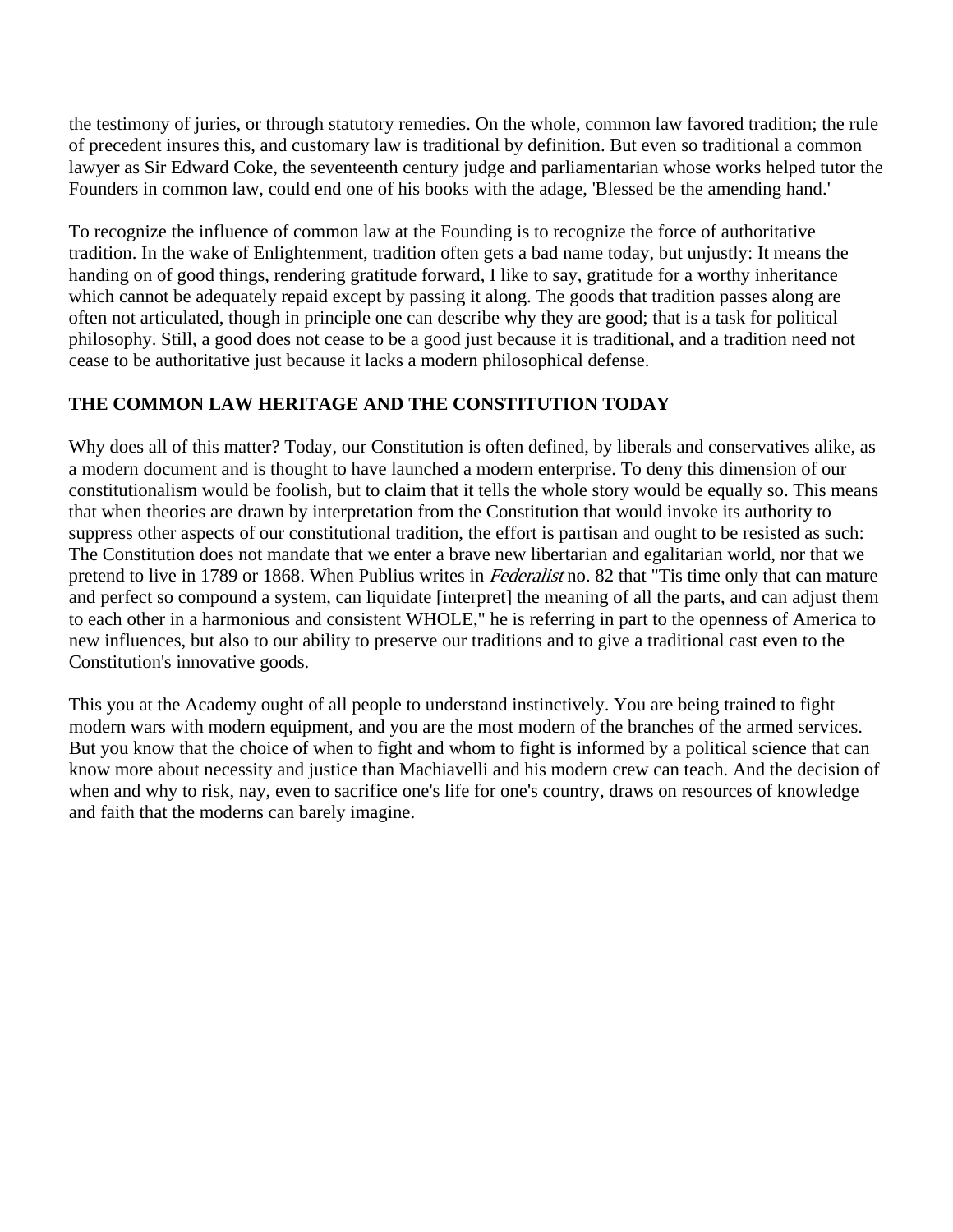the testimony of juries, or through statutory remedies. On the whole, common law favored tradition; the rule of precedent insures this, and customary law is traditional by definition. But even so traditional a common lawyer as Sir Edward Coke, the seventeenth century judge and parliamentarian whose works helped tutor the Founders in common law, could end one of his books with the adage, 'Blessed be the amending hand.'

To recognize the influence of common law at the Founding is to recognize the force of authoritative tradition. In the wake of Enlightenment, tradition often gets a bad name today, but unjustly: It means the handing on of good things, rendering gratitude forward, I like to say, gratitude for a worthy inheritance which cannot be adequately repaid except by passing it along. The goods that tradition passes along are often not articulated, though in principle one can describe why they are good; that is a task for political philosophy. Still, a good does not cease to be a good just because it is traditional, and a tradition need not cease to be authoritative just because it lacks a modern philosophical defense.

## THE COMMON LAW HERITAGE AND THE CONSTITUTION TODAY

Why does all of this matter? Today, our Constitution is often defined, by liberals and conservatives alike, as a modern document and is thought to have launched a modern enterprise. To deny this dimension of our constitutionalism would be foolish, but to claim that it tells the whole story would be equally so. This means that when theories are drawn by interpretation from the Constitution that would invoke its authority to suppress other aspects of our constitutional tradition, the effort is partisan and ought to be resisted as such: The Constitution does not mandate that we enter a brave new libertarian and egalitarian world, nor that we pretend to live in 1789 or 1868. When Publius writes in *Federalist* no. 82 that "Tis time only that can mature and perfect so compound a system, can liquidate [interpret] the meaning of all the parts, and can adjust them to each other in a harmonious and consistent WHOLE," he is referring in part to the openness of America to new influences, but also to our ability to preserve our traditions and to give a traditional cast even to the Constitution's innovative goods.

This you at the Academy ought of all people to understand instinctively. You are being trained to fight modern wars with modern equipment, and you are the most modern of the branches of the armed services. But you know that the choice of when to fight and whom to fight is informed by a political science that can know more about necessity and justice than Machiavelli and his modern crew can teach. And the decision of when and why to risk, nay, even to sacrifice one's life for one's country, draws on resources of knowledge and faith that the moderns can barely imagine.